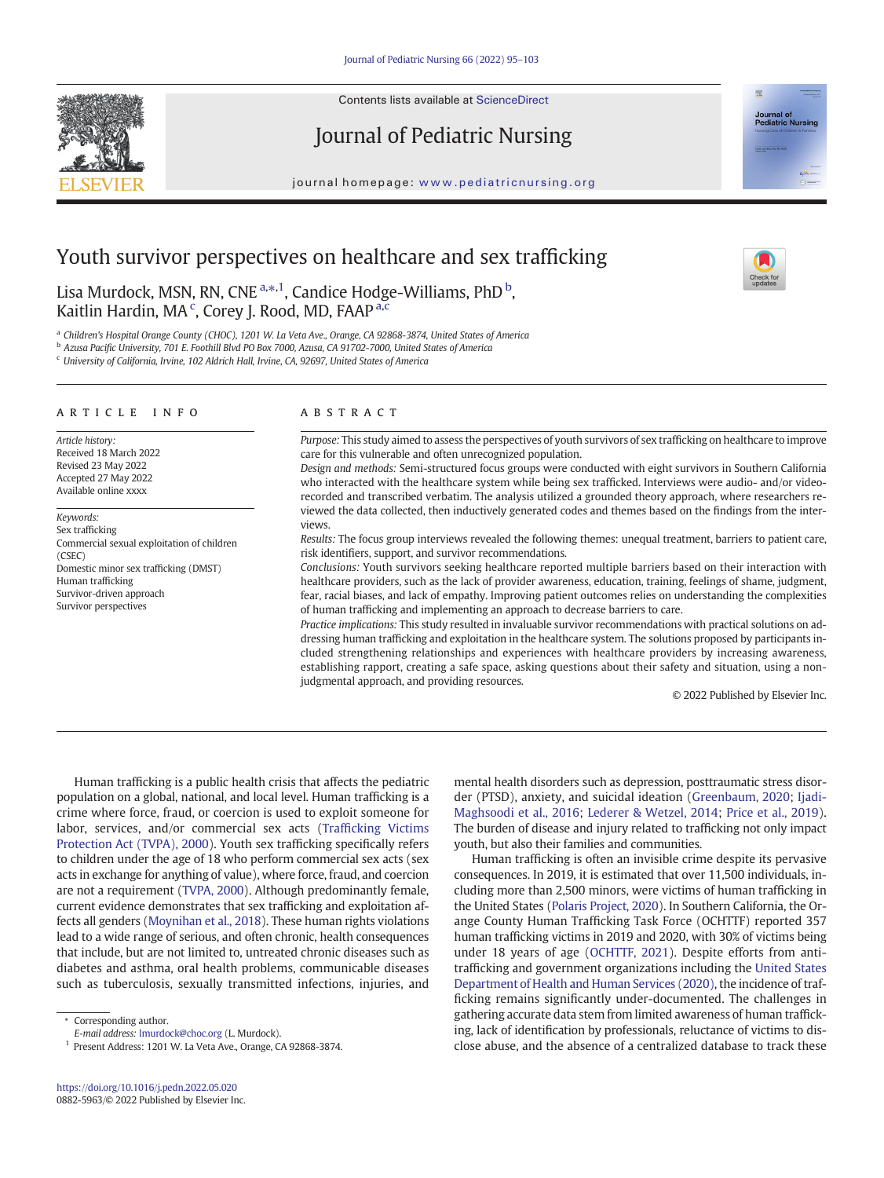# Youth survivor perspectives on healthcare and sex trafficking

Lisa Murdock, MSN, RN, CNE [a,*,1], Candice Hodge-Williams, PhD [b], Kaitlin Hardin, MA [c], Corey J. Rood, MD, FAAP [a,c]

[a] Children's Hospital Orange County (CHOC), 1201 W. La Veta Ave., Orange, CA 92868-3874, United States of America
[b] Azusa Pacific University, 701 E. Foothill Blvd PO Box 7000, Azusa, CA 91702-7000, United States of America
[c] University of California, Irvine, 102 Aldrich Hall, Irvine, CA, 92697, United States of America

## ARTICLE INFO

*Article history:*
Received 18 March 2022
Revised 23 May 2022
Accepted 27 May 2022
Available online xxxx

*Keywords:*
Sex trafficking
Commercial sexual exploitation of children (CSEC)
Domestic minor sex trafficking (DMST)
Human trafficking
Survivor-driven approach
Survivor perspectives

## ABSTRACT

*Purpose:* This study aimed to assess the perspectives of youth survivors of sex trafficking on healthcare to improve care for this vulnerable and often unrecognized population.

*Design and methods:* Semi-structured focus groups were conducted with eight survivors in Southern California who interacted with the healthcare system while being sex trafficked. Interviews were audio- and/or video-recorded and transcribed verbatim. The analysis utilized a grounded theory approach, where researchers reviewed the data collected, then inductively generated codes and themes based on the findings from the interviews.

*Results:* The focus group interviews revealed the following themes: unequal treatment, barriers to patient care, risk identifiers, support, and survivor recommendations.

*Conclusions:* Youth survivors seeking healthcare reported multiple barriers based on their interaction with healthcare providers, such as the lack of provider awareness, education, training, feelings of shame, judgment, fear, racial biases, and lack of empathy. Improving patient outcomes relies on understanding the complexities of human trafficking and implementing an approach to decrease barriers to care.

*Practice implications:* This study resulted in invaluable survivor recommendations with practical solutions on addressing human trafficking and exploitation in the healthcare system. The solutions proposed by participants included strengthening relationships and experiences with healthcare providers by increasing awareness, establishing rapport, creating a safe space, asking questions about their safety and situation, using a nonjudgmental approach, and providing resources.

© 2022 Published by Elsevier Inc.

Human trafficking is a public health crisis that affects the pediatric population on a global, national, and local level. Human trafficking is a crime where force, fraud, or coercion is used to exploit someone for labor, services, and/or commercial sex acts (Trafficking Victims Protection Act (TVPA), 2000). Youth sex trafficking specifically refers to children under the age of 18 who perform commercial sex acts (sex acts in exchange for anything of value), where force, fraud, and coercion are not a requirement (TVPA, 2000). Although predominantly female, current evidence demonstrates that sex trafficking and exploitation affects all genders (Moynihan et al., 2018). These human rights violations lead to a wide range of serious, and often chronic, health consequences that include, but are not limited to, untreated chronic diseases such as diabetes and asthma, oral health problems, communicable diseases such as tuberculosis, sexually transmitted infections, injuries, and mental health disorders such as depression, posttraumatic stress disorder (PTSD), anxiety, and suicidal ideation (Greenbaum, 2020; Ijadi-Maghsoodi et al., 2016; Lederer & Wetzel, 2014; Price et al., 2019). The burden of disease and injury related to trafficking not only impact youth, but also their families and communities.

Human trafficking is often an invisible crime despite its pervasive consequences. In 2019, it is estimated that over 11,500 individuals, including more than 2,500 minors, were victims of human trafficking in the United States (Polaris Project, 2020). In Southern California, the Orange County Human Trafficking Task Force (OCHTTF) reported 357 human trafficking victims in 2019 and 2020, with 30% of victims being under 18 years of age (OCHTTF, 2021). Despite efforts from anti-trafficking and government organizations including the United States Department of Health and Human Services (2020), the incidence of trafficking remains significantly under-documented. The challenges in gathering accurate data stem from limited awareness of human trafficking, lack of identification by professionals, reluctance of victims to disclose abuse, and the absence of a centralized database to track these

* Corresponding author.
*E-mail address:* lmurdock@choc.org (L. Murdock).
[1] Present Address: 1201 W. La Veta Ave., Orange, CA 92868-3874.

https://doi.org/10.1016/j.pedn.2022.05.020
0882-5963/© 2022 Published by Elsevier Inc.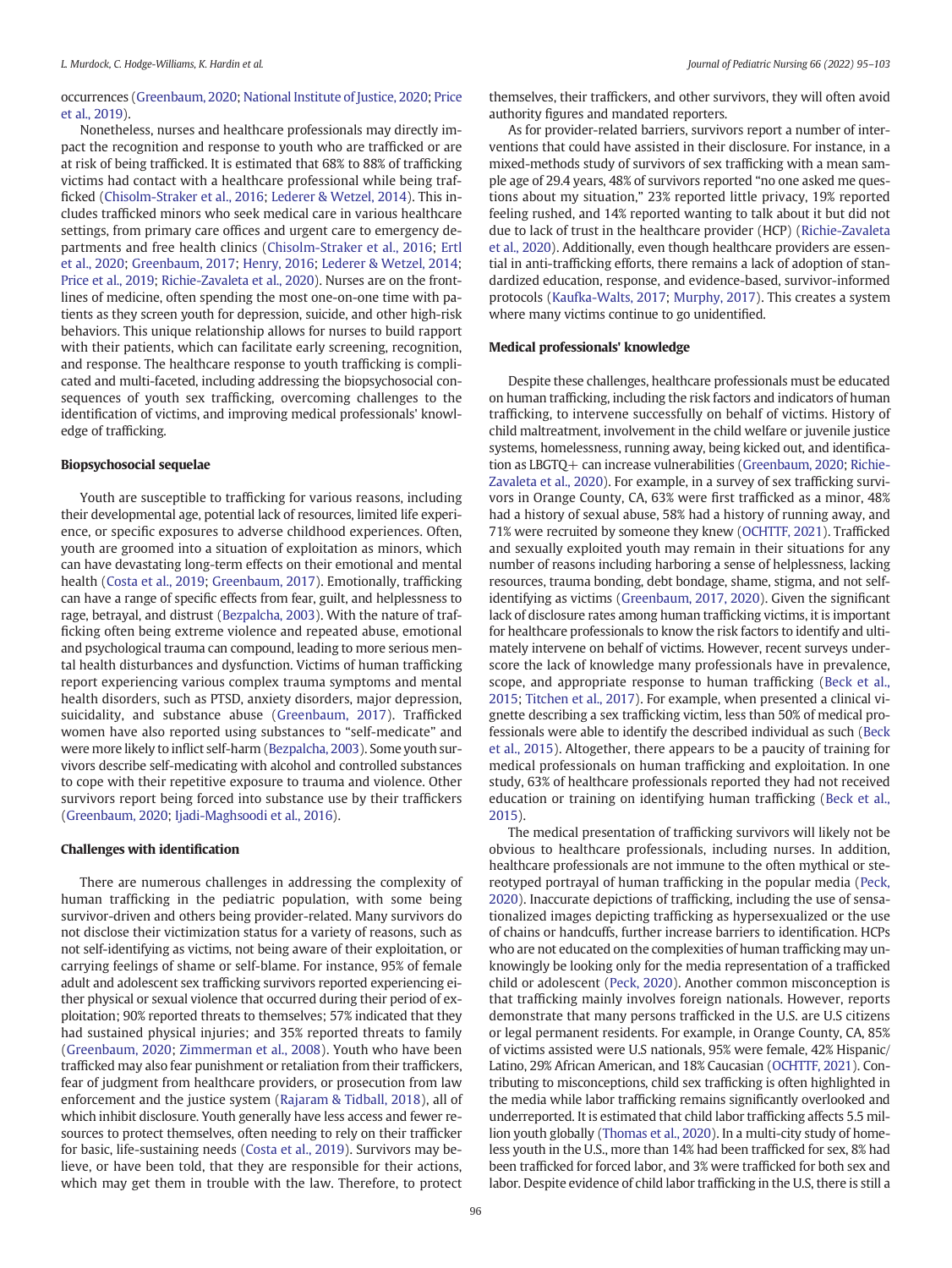occurrences (Greenbaum, 2020; National Institute of Justice, 2020; Price et al., 2019).

Nonetheless, nurses and healthcare professionals may directly impact the recognition and response to youth who are trafficked or are at risk of being trafficked. It is estimated that 68% to 88% of trafficking victims had contact with a healthcare professional while being trafficked (Chisolm-Straker et al., 2016; Lederer & Wetzel, 2014). This includes trafficked minors who seek medical care in various healthcare settings, from primary care offices and urgent care to emergency departments and free health clinics (Chisolm-Straker et al., 2016; Ertl et al., 2020; Greenbaum, 2017; Henry, 2016; Lederer & Wetzel, 2014; Price et al., 2019; Richie-Zavaleta et al., 2020). Nurses are on the frontlines of medicine, often spending the most one-on-one time with patients as they screen youth for depression, suicide, and other high-risk behaviors. This unique relationship allows for nurses to build rapport with their patients, which can facilitate early screening, recognition, and response. The healthcare response to youth trafficking is complicated and multi-faceted, including addressing the biopsychosocial consequences of youth sex trafficking, overcoming challenges to the identification of victims, and improving medical professionals' knowledge of trafficking.

### Biopsychosocial sequelae

Youth are susceptible to trafficking for various reasons, including their developmental age, potential lack of resources, limited life experience, or specific exposures to adverse childhood experiences. Often, youth are groomed into a situation of exploitation as minors, which can have devastating long-term effects on their emotional and mental health (Costa et al., 2019; Greenbaum, 2017). Emotionally, trafficking can have a range of specific effects from fear, guilt, and helplessness to rage, betrayal, and distrust (Bezpalcha, 2003). With the nature of trafficking often being extreme violence and repeated abuse, emotional and psychological trauma can compound, leading to more serious mental health disturbances and dysfunction. Victims of human trafficking report experiencing various complex trauma symptoms and mental health disorders, such as PTSD, anxiety disorders, major depression, suicidality, and substance abuse (Greenbaum, 2017). Trafficked women have also reported using substances to "self-medicate" and were more likely to inflict self-harm (Bezpalcha, 2003). Some youth survivors describe self-medicating with alcohol and controlled substances to cope with their repetitive exposure to trauma and violence. Other survivors report being forced into substance use by their traffickers (Greenbaum, 2020; Ijadi-Maghsoodi et al., 2016).

### Challenges with identification

There are numerous challenges in addressing the complexity of human trafficking in the pediatric population, with some being survivor-driven and others being provider-related. Many survivors do not disclose their victimization status for a variety of reasons, such as not self-identifying as victims, not being aware of their exploitation, or carrying feelings of shame or self-blame. For instance, 95% of female adult and adolescent sex trafficking survivors reported experiencing either physical or sexual violence that occurred during their period of exploitation; 90% reported threats to themselves; 57% indicated that they had sustained physical injuries; and 35% reported threats to family (Greenbaum, 2020; Zimmerman et al., 2008). Youth who have been trafficked may also fear punishment or retaliation from their traffickers, fear of judgment from healthcare providers, or prosecution from law enforcement and the justice system (Rajaram & Tidball, 2018), all of which inhibit disclosure. Youth generally have less access and fewer resources to protect themselves, often needing to rely on their trafficker for basic, life-sustaining needs (Costa et al., 2019). Survivors may believe, or have been told, that they are responsible for their actions, which may get them in trouble with the law. Therefore, to protect themselves, their traffickers, and other survivors, they will often avoid authority figures and mandated reporters.

As for provider-related barriers, survivors report a number of interventions that could have assisted in their disclosure. For instance, in a mixed-methods study of survivors of sex trafficking with a mean sample age of 29.4 years, 48% of survivors reported "no one asked me questions about my situation," 23% reported little privacy, 19% reported feeling rushed, and 14% reported wanting to talk about it but did not due to lack of trust in the healthcare provider (HCP) (Richie-Zavaleta et al., 2020). Additionally, even though healthcare providers are essential in anti-trafficking efforts, there remains a lack of adoption of standardized education, response, and evidence-based, survivor-informed protocols (Kaufka-Walts, 2017; Murphy, 2017). This creates a system where many victims continue to go unidentified.

### Medical professionals' knowledge

Despite these challenges, healthcare professionals must be educated on human trafficking, including the risk factors and indicators of human trafficking, to intervene successfully on behalf of victims. History of child maltreatment, involvement in the child welfare or juvenile justice systems, homelessness, running away, being kicked out, and identification as LBGTQ+ can increase vulnerabilities (Greenbaum, 2020; Richie-Zavaleta et al., 2020). For example, in a survey of sex trafficking survivors in Orange County, CA, 63% were first trafficked as a minor, 48% had a history of sexual abuse, 58% had a history of running away, and 71% were recruited by someone they knew (OCHTTF, 2021). Trafficked and sexually exploited youth may remain in their situations for any number of reasons including harboring a sense of helplessness, lacking resources, trauma bonding, debt bondage, shame, stigma, and not self-identifying as victims (Greenbaum, 2017, 2020). Given the significant lack of disclosure rates among human trafficking victims, it is important for healthcare professionals to know the risk factors to identify and ultimately intervene on behalf of victims. However, recent surveys underscore the lack of knowledge many professionals have in prevalence, scope, and appropriate response to human trafficking (Beck et al., 2015; Titchen et al., 2017). For example, when presented a clinical vignette describing a sex trafficking victim, less than 50% of medical professionals were able to identify the described individual as such (Beck et al., 2015). Altogether, there appears to be a paucity of training for medical professionals on human trafficking and exploitation. In one study, 63% of healthcare professionals reported they had not received education or training on identifying human trafficking (Beck et al., 2015).

The medical presentation of trafficking survivors will likely not be obvious to healthcare professionals, including nurses. In addition, healthcare professionals are not immune to the often mythical or stereotyped portrayal of human trafficking in the popular media (Peck, 2020). Inaccurate depictions of trafficking, including the use of sensationalized images depicting trafficking as hypersexualized or the use of chains or handcuffs, further increase barriers to identification. HCPs who are not educated on the complexities of human trafficking may unknowingly be looking only for the media representation of a trafficked child or adolescent (Peck, 2020). Another common misconception is that trafficking mainly involves foreign nationals. However, reports demonstrate that many persons trafficked in the U.S. are U.S citizens or legal permanent residents. For example, in Orange County, CA, 85% of victims assisted were U.S nationals, 95% were female, 42% Hispanic/Latino, 29% African American, and 18% Caucasian (OCHTTF, 2021). Contributing to misconceptions, child sex trafficking is often highlighted in the media while labor trafficking remains significantly overlooked and underreported. It is estimated that child labor trafficking affects 5.5 million youth globally (Thomas et al., 2020). In a multi-city study of homeless youth in the U.S., more than 14% had been trafficked for sex, 8% had been trafficked for forced labor, and 3% were trafficked for both sex and labor. Despite evidence of child labor trafficking in the U.S, there is still a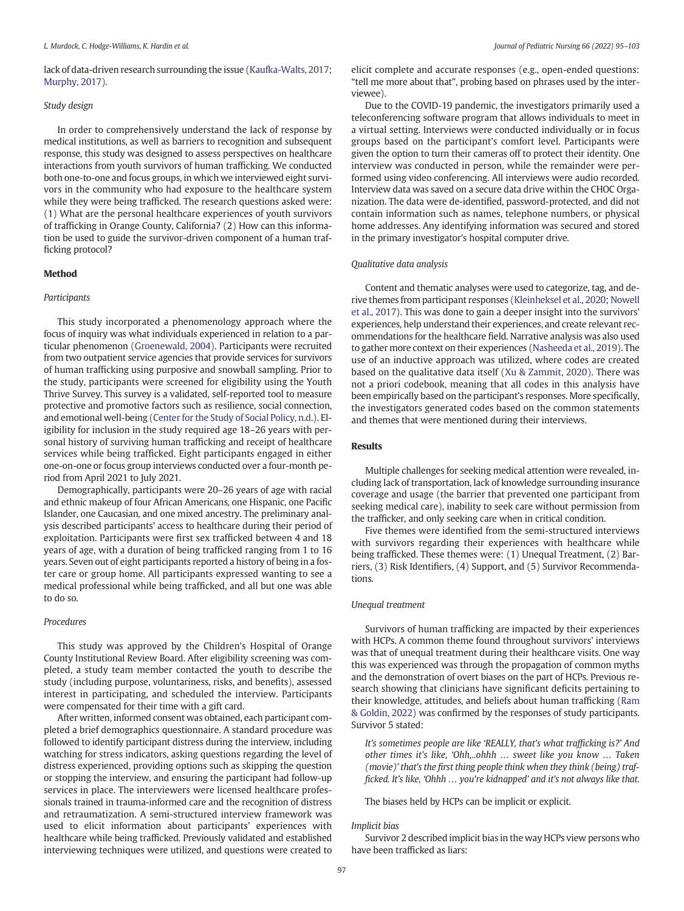lack of data-driven research surrounding the issue (Kaufka-Walts, 2017; Murphy, 2017).

### Study design

In order to comprehensively understand the lack of response by medical institutions, as well as barriers to recognition and subsequent response, this study was designed to assess perspectives on healthcare interactions from youth survivors of human trafficking. We conducted both one-to-one and focus groups, in which we interviewed eight survivors in the community who had exposure to the healthcare system while they were being trafficked. The research questions asked were: (1) What are the personal healthcare experiences of youth survivors of trafficking in Orange County, California? (2) How can this information be used to guide the survivor-driven component of a human trafficking protocol?

## Method

### Participants

This study incorporated a phenomenology approach where the focus of inquiry was what individuals experienced in relation to a particular phenomenon (Groenewald, 2004). Participants were recruited from two outpatient service agencies that provide services for survivors of human trafficking using purposive and snowball sampling. Prior to the study, participants were screened for eligibility using the Youth Thrive Survey. This survey is a validated, self-reported tool to measure protective and promotive factors such as resilience, social connection, and emotional well-being (Center for the Study of Social Policy, n.d.). Eligibility for inclusion in the study required age 18–26 years with personal history of surviving human trafficking and receipt of healthcare services while being trafficked. Eight participants engaged in either one-on-one or focus group interviews conducted over a four-month period from April 2021 to July 2021.

Demographically, participants were 20–26 years of age with racial and ethnic makeup of four African Americans, one Hispanic, one Pacific Islander, one Caucasian, and one mixed ancestry. The preliminary analysis described participants' access to healthcare during their period of exploitation. Participants were first sex trafficked between 4 and 18 years of age, with a duration of being trafficked ranging from 1 to 16 years. Seven out of eight participants reported a history of being in a foster care or group home. All participants expressed wanting to see a medical professional while being trafficked, and all but one was able to do so.

### Procedures

This study was approved by the Children's Hospital of Orange County Institutional Review Board. After eligibility screening was completed, a study team member contacted the youth to describe the study (including purpose, voluntariness, risks, and benefits), assessed interest in participating, and scheduled the interview. Participants were compensated for their time with a gift card.

After written, informed consent was obtained, each participant completed a brief demographics questionnaire. A standard procedure was followed to identify participant distress during the interview, including watching for stress indicators, asking questions regarding the level of distress experienced, providing options such as skipping the question or stopping the interview, and ensuring the participant had follow-up services in place. The interviewers were licensed healthcare professionals trained in trauma-informed care and the recognition of distress and retraumatization. A semi-structured interview framework was used to elicit information about participants' experiences with healthcare while being trafficked. Previously validated and established interviewing techniques were utilized, and questions were created to elicit complete and accurate responses (e.g., open-ended questions: "tell me more about that", probing based on phrases used by the interviewee).

Due to the COVID-19 pandemic, the investigators primarily used a teleconferencing software program that allows individuals to meet in a virtual setting. Interviews were conducted individually or in focus groups based on the participant's comfort level. Participants were given the option to turn their cameras off to protect their identity. One interview was conducted in person, while the remainder were performed using video conferencing. All interviews were audio recorded. Interview data was saved on a secure data drive within the CHOC Organization. The data were de-identified, password-protected, and did not contain information such as names, telephone numbers, or physical home addresses. Any identifying information was secured and stored in the primary investigator's hospital computer drive.

### Qualitative data analysis

Content and thematic analyses were used to categorize, tag, and derive themes from participant responses (Kleinheksel et al., 2020; Nowell et al., 2017). This was done to gain a deeper insight into the survivors' experiences, help understand their experiences, and create relevant recommendations for the healthcare field. Narrative analysis was also used to gather more context on their experiences (Nasheeda et al., 2019). The use of an inductive approach was utilized, where codes are created based on the qualitative data itself (Xu & Zammit, 2020). There was not a priori codebook, meaning that all codes in this analysis have been empirically based on the participant's responses. More specifically, the investigators generated codes based on the common statements and themes that were mentioned during their interviews.

## Results

Multiple challenges for seeking medical attention were revealed, including lack of transportation, lack of knowledge surrounding insurance coverage and usage (the barrier that prevented one participant from seeking medical care), inability to seek care without permission from the trafficker, and only seeking care when in critical condition.

Five themes were identified from the semi-structured interviews with survivors regarding their experiences with healthcare while being trafficked. These themes were: (1) Unequal Treatment, (2) Barriers, (3) Risk Identifiers, (4) Support, and (5) Survivor Recommendations.

### Unequal treatment

Survivors of human trafficking are impacted by their experiences with HCPs. A common theme found throughout survivors' interviews was that of unequal treatment during their healthcare visits. One way this was experienced was through the propagation of common myths and the demonstration of overt biases on the part of HCPs. Previous research showing that clinicians have significant deficits pertaining to their knowledge, attitudes, and beliefs about human trafficking (Ram & Goldin, 2022) was confirmed by the responses of study participants. Survivor 5 stated:

> *It's sometimes people are like 'REALLY, that's what trafficking is?' And other times it's like, 'Ohh,..ohhh … sweet like you know … Taken (movie)' that's the first thing people think when they think (being) trafficked. It's like, 'Ohhh … you're kidnapped' and it's not always like that.*

The biases held by HCPs can be implicit or explicit.

### Implicit bias

Survivor 2 described implicit bias in the way HCPs view persons who have been trafficked as liars: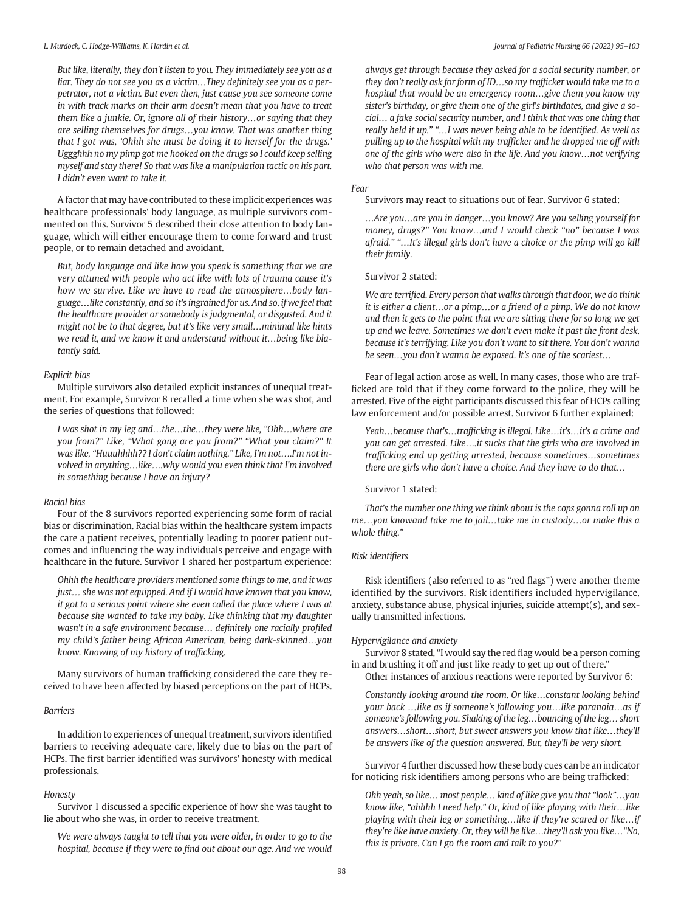*But like, literally, they don't listen to you. They immediately see you as a liar. They do not see you as a victim…They definitely see you as a perpetrator, not a victim. But even then, just cause you see someone come in with track marks on their arm doesn't mean that you have to treat them like a junkie. Or, ignore all of their history…or saying that they are selling themselves for drugs…you know. That was another thing that I got was, 'Ohhh she must be doing it to herself for the drugs.' Ugggghhh no my pimp got me hooked on the drugs so I could keep selling myself and stay there! So that was like a manipulation tactic on his part. I didn't even want to take it.*

A factor that may have contributed to these implicit experiences was healthcare professionals' body language, as multiple survivors commented on this. Survivor 5 described their close attention to body language, which will either encourage them to come forward and trust people, or to remain detached and avoidant.

*But, body language and like how you speak is something that we are very attuned with people who act like with lots of trauma cause it's how we survive. Like we have to read the atmosphere…body language…like constantly, and so it's ingrained for us. And so, if we feel that the healthcare provider or somebody is judgmental, or disgusted. And it might not be to that degree, but it's like very small…minimal like hints we read it, and we know it and understand without it…being like blatantly said.*

#### *Explicit bias*

Multiple survivors also detailed explicit instances of unequal treatment. For example, Survivor 8 recalled a time when she was shot, and the series of questions that followed:

*I was shot in my leg and…the…the…they were like, "Ohh…where are you from?" Like, "What gang are you from?" "What you claim?" It was like, "Huuuhhhh?? I don't claim nothing." Like, I'm not….I'm not involved in anything…like….why would you even think that I'm involved in something because I have an injury?*

#### *Racial bias*

Four of the 8 survivors reported experiencing some form of racial bias or discrimination. Racial bias within the healthcare system impacts the care a patient receives, potentially leading to poorer patient outcomes and influencing the way individuals perceive and engage with healthcare in the future. Survivor 1 shared her postpartum experience:

*Ohhh the healthcare providers mentioned some things to me, and it was just… she was not equipped. And if I would have known that you know, it got to a serious point where she even called the place where I was at because she wanted to take my baby. Like thinking that my daughter wasn't in a safe environment because… definitely one racially profiled my child's father being African American, being dark-skinned…you know. Knowing of my history of trafficking.*

Many survivors of human trafficking considered the care they received to have been affected by biased perceptions on the part of HCPs.

### *Barriers*

In addition to experiences of unequal treatment, survivors identified barriers to receiving adequate care, likely due to bias on the part of HCPs. The first barrier identified was survivors' honesty with medical professionals.

#### *Honesty*

Survivor 1 discussed a specific experience of how she was taught to lie about who she was, in order to receive treatment.

*We were always taught to tell that you were older, in order to go to the hospital, because if they were to find out about our age. And we would always get through because they asked for a social security number, or they don't really ask for form of ID…so my trafficker would take me to a hospital that would be an emergency room…give them you know my sister's birthday, or give them one of the girl's birthdates, and give a social… a fake social security number, and I think that was one thing that really held it up." "…I was never being able to be identified. As well as pulling up to the hospital with my trafficker and he dropped me off with one of the girls who were also in the life. And you know…not verifying who that person was with me.*

#### *Fear*

Survivors may react to situations out of fear. Survivor 6 stated:

*…Are you…are you in danger…you know? Are you selling yourself for money, drugs?" You know…and I would check "no" because I was afraid." "…It's illegal girls don't have a choice or the pimp will go kill their family.*

Survivor 2 stated:

*We are terrified. Every person that walks through that door, we do think it is either a client…or a pimp…or a friend of a pimp. We do not know and then it gets to the point that we are sitting there for so long we get up and we leave. Sometimes we don't even make it past the front desk, because it's terrifying. Like you don't want to sit there. You don't wanna be seen…you don't wanna be exposed. It's one of the scariest…*

Fear of legal action arose as well. In many cases, those who are trafficked are told that if they come forward to the police, they will be arrested. Five of the eight participants discussed this fear of HCPs calling law enforcement and/or possible arrest. Survivor 6 further explained:

*Yeah…because that's…trafficking is illegal. Like…it's…it's a crime and you can get arrested. Like….it sucks that the girls who are involved in trafficking end up getting arrested, because sometimes…sometimes there are girls who don't have a choice. And they have to do that…*

Survivor 1 stated:

*That's the number one thing we think about is the cops gonna roll up on me…you knowand take me to jail…take me in custody…or make this a whole thing."*

### *Risk identifiers*

Risk identifiers (also referred to as "red flags") were another theme identified by the survivors. Risk identifiers included hypervigilance, anxiety, substance abuse, physical injuries, suicide attempt(s), and sexually transmitted infections.

#### *Hypervigilance and anxiety*

Survivor 8 stated, "I would say the red flag would be a person coming in and brushing it off and just like ready to get up out of there."

Other instances of anxious reactions were reported by Survivor 6:

*Constantly looking around the room. Or like…constant looking behind your back …like as if someone's following you…like paranoia…as if someone's following you. Shaking of the leg…bouncing of the leg… short answers…short…short, but sweet answers you know that like…they'll be answers like of the question answered. But, they'll be very short.*

Survivor 4 further discussed how these body cues can be an indicator for noticing risk identifiers among persons who are being trafficked:

*Ohh yeah, so like… most people… kind of like give you that "look"…you know like, "ahhhh I need help." Or, kind of like playing with their…like playing with their leg or something…like if they're scared or like…if they're like have anxiety. Or, they will be like…they'll ask you like…"No, this is private. Can I go the room and talk to you?"*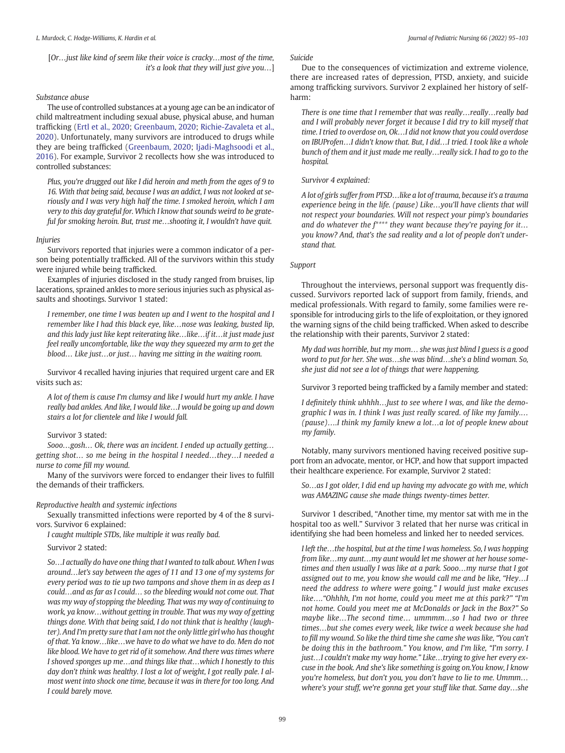*[Or…just like kind of seem like their voice is cracky…most of the time, it's a look that they will just give you…]*

*Substance abuse*

The use of controlled substances at a young age can be an indicator of child maltreatment including sexual abuse, physical abuse, and human trafficking (Ertl et al., 2020; Greenbaum, 2020; Richie-Zavaleta et al., 2020). Unfortunately, many survivors are introduced to drugs while they are being trafficked (Greenbaum, 2020; Ijadi-Maghsoodi et al., 2016). For example, Survivor 2 recollects how she was introduced to controlled substances:

> *Plus, you're drugged out like I did heroin and meth from the ages of 9 to 16. With that being said, because I was an addict, I was not looked at seriously and I was very high half the time. I smoked heroin, which I am very to this day grateful for. Which I know that sounds weird to be grateful for smoking heroin. But, trust me…shooting it, I wouldn't have quit.*

*Injuries*

Survivors reported that injuries were a common indicator of a person being potentially trafficked. All of the survivors within this study were injured while being trafficked.

Examples of injuries disclosed in the study ranged from bruises, lip lacerations, sprained ankles to more serious injuries such as physical assaults and shootings. Survivor 1 stated:

> *I remember, one time I was beaten up and I went to the hospital and I remember like I had this black eye, like…nose was leaking, busted lip, and this lady just like kept reiterating like…like…if it…it just made just feel really uncomfortable, like the way they squeezed my arm to get the blood… Like just…or just… having me sitting in the waiting room.*

Survivor 4 recalled having injuries that required urgent care and ER visits such as:

> *A lot of them is cause I'm clumsy and like I would hurt my ankle. I have really bad ankles. And like, I would like…I would be going up and down stairs a lot for clientele and like I would fall.*

Survivor 3 stated:

*Sooo…gosh… Ok, there was an incident. I ended up actually getting… getting shot… so me being in the hospital I needed…they…I needed a nurse to come fill my wound.*

Many of the survivors were forced to endanger their lives to fulfill the demands of their traffickers.

*Reproductive health and systemic infections*

Sexually transmitted infections were reported by 4 of the 8 survivors. Survivor 6 explained:

*I caught multiple STDs, like multiple it was really bad.*

Survivor 2 stated:

> *So…I actually do have one thing that I wanted to talk about. When I was around…let's say between the ages of 11 and 13 one of my systems for every period was to tie up two tampons and shove them in as deep as I could…and as far as I could… so the bleeding would not come out. That was my way of stopping the bleeding. That was my way of continuing to work, ya know…without getting in trouble. That was my way of getting things done. With that being said, I do not think that is healthy (laughter). And I'm pretty sure that I am not the only little girl who has thought of that. Ya know…like…we have to do what we have to do. Men do not like blood. We have to get rid of it somehow. And there was times where I shoved sponges up me…and things like that…which I honestly to this day don't think was healthy. I lost a lot of weight, I got really pale. I almost went into shock one time, because it was in there for too long. And I could barely move.*

*Suicide*

Due to the consequences of victimization and extreme violence, there are increased rates of depression, PTSD, anxiety, and suicide among trafficking survivors. Survivor 2 explained her history of self-harm:

> *There is one time that I remember that was really…really…really bad and I will probably never forget it because I did try to kill myself that time. I tried to overdose on, Ok…I did not know that you could overdose on IBUProfen…I didn't know that. But, I did…I tried. I took like a whole bunch of them and it just made me really…really sick. I had to go to the hospital.*
>
> *Survivor 4 explained:*
>
> *A lot of girls suffer from PTSD…like a lot of trauma, because it's a trauma experience being in the life. (pause) Like…you'll have clients that will not respect your boundaries. Will not respect your pimp's boundaries and do whatever the f\*\*\*\* they want because they're paying for it… you know? And, that's the sad reality and a lot of people don't understand that.*

*Support*

Throughout the interviews, personal support was frequently discussed. Survivors reported lack of support from family, friends, and medical professionals. With regard to family, some families were responsible for introducing girls to the life of exploitation, or they ignored the warning signs of the child being trafficked. When asked to describe the relationship with their parents, Survivor 2 stated:

> *My dad was horrible, but my mom… she was just blind I guess is a good word to put for her. She was…she was blind…she's a blind woman. So, she just did not see a lot of things that were happening.*

Survivor 3 reported being trafficked by a family member and stated:

> *I definitely think uhhhh…Just to see where I was, and like the demographic I was in. I think I was just really scared. of like my family.…(pause)….I think my family knew a lot…a lot of people knew about my family.*

Notably, many survivors mentioned having received positive support from an advocate, mentor, or HCP, and how that support impacted their healthcare experience. For example, Survivor 2 stated:

> *So…as I got older, I did end up having my advocate go with me, which was AMAZING cause she made things twenty-times better.*

Survivor 1 described, "Another time, my mentor sat with me in the hospital too as well." Survivor 3 related that her nurse was critical in identifying she had been homeless and linked her to needed services.

> *I left the…the hospital, but at the time I was homeless. So, I was hopping from like…my aunt…my aunt would let me shower at her house sometimes and then usually I was like at a park. Sooo…my nurse that I got assigned out to me, you know she would call me and be like, "Hey…I need the address to where were going." I would just make excuses like…."Ohhhh, I'm not home, could you meet me at this park?" "I'm not home. Could you meet me at McDonalds or Jack in the Box?" So maybe like…The second time… ummmm…so I had two or three times…but she comes every week, like twice a week because she had to fill my wound. So like the third time she came she was like, "You can't be doing this in the bathroom." You know, and I'm like, "I'm sorry. I just…I couldn't make my way home." Like…trying to give her every excuse in the book. And she's like something is going on.You know, I know you're homeless, but don't you, you don't have to lie to me. Ummm… where's your stuff, we're gonna get your stuff like that. Same day…she*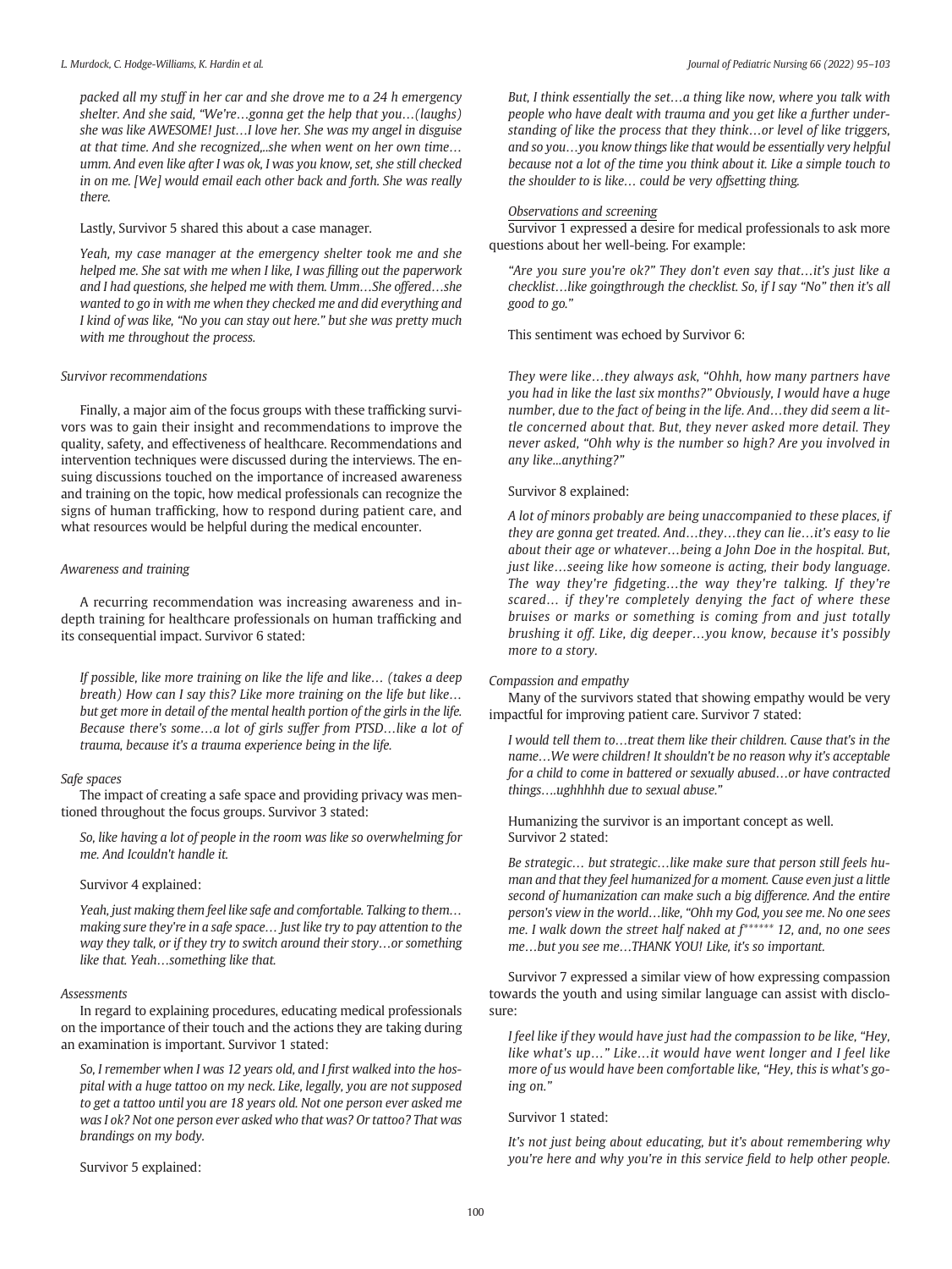*packed all my stuff in her car and she drove me to a 24 h emergency shelter. And she said, "We're…gonna get the help that you…(laughs) she was like AWESOME! Just…I love her. She was my angel in disguise at that time. And she recognized,..she when went on her own time… umm. And even like after I was ok, I was you know, set, she still checked in on me. [We] would email each other back and forth. She was really there.*

Lastly, Survivor 5 shared this about a case manager.

*Yeah, my case manager at the emergency shelter took me and she helped me. She sat with me when I like, I was filling out the paperwork and I had questions, she helped me with them. Umm…She offered…she wanted to go in with me when they checked me and did everything and I kind of was like, "No you can stay out here." but she was pretty much with me throughout the process.*

### Survivor recommendations

Finally, a major aim of the focus groups with these trafficking survivors was to gain their insight and recommendations to improve the quality, safety, and effectiveness of healthcare. Recommendations and intervention techniques were discussed during the interviews. The ensuing discussions touched on the importance of increased awareness and training on the topic, how medical professionals can recognize the signs of human trafficking, how to respond during patient care, and what resources would be helpful during the medical encounter.

### Awareness and training

A recurring recommendation was increasing awareness and in-depth training for healthcare professionals on human trafficking and its consequential impact. Survivor 6 stated:

*If possible, like more training on like the life and like… (takes a deep breath) How can I say this? Like more training on the life but like… but get more in detail of the mental health portion of the girls in the life. Because there's some…a lot of girls suffer from PTSD…like a lot of trauma, because it's a trauma experience being in the life.*

#### Safe spaces

The impact of creating a safe space and providing privacy was mentioned throughout the focus groups. Survivor 3 stated:

*So, like having a lot of people in the room was like so overwhelming for me. And Icouldn't handle it.*

Survivor 4 explained:

*Yeah, just making them feel like safe and comfortable. Talking to them… making sure they're in a safe space… Just like try to pay attention to the way they talk, or if they try to switch around their story…or something like that. Yeah…something like that.*

#### Assessments

In regard to explaining procedures, educating medical professionals on the importance of their touch and the actions they are taking during an examination is important. Survivor 1 stated:

*So, I remember when I was 12 years old, and I first walked into the hospital with a huge tattoo on my neck. Like, legally, you are not supposed to get a tattoo until you are 18 years old. Not one person ever asked me was I ok? Not one person ever asked who that was? Or tattoo? That was brandings on my body.*

Survivor 5 explained:

*But, I think essentially the set…a thing like now, where you talk with people who have dealt with trauma and you get like a further understanding of like the process that they think…or level of like triggers, and so you…you know things like that would be essentially very helpful because not a lot of the time you think about it. Like a simple touch to the shoulder to is like… could be very offsetting thing.*

#### Observations and screening

Survivor 1 expressed a desire for medical professionals to ask more questions about her well-being. For example:

*"Are you sure you're ok?" They don't even say that…it's just like a checklist…like goingthrough the checklist. So, if I say "No" then it's all good to go."*

This sentiment was echoed by Survivor 6:

*They were like…they always ask, "Ohhh, how many partners have you had in like the last six months?" Obviously, I would have a huge number, due to the fact of being in the life. And…they did seem a little concerned about that. But, they never asked more detail. They never asked, "Ohh why is the number so high? Are you involved in any like...anything?"*

Survivor 8 explained:

*A lot of minors probably are being unaccompanied to these places, if they are gonna get treated. And…they…they can lie…it's easy to lie about their age or whatever…being a John Doe in the hospital. But, just like…seeing like how someone is acting, their body language. The way they're fidgeting…the way they're talking. If they're scared… if they're completely denying the fact of where these bruises or marks or something is coming from and just totally brushing it off. Like, dig deeper…you know, because it's possibly more to a story.*

#### Compassion and empathy

Many of the survivors stated that showing empathy would be very impactful for improving patient care. Survivor 7 stated:

*I would tell them to…treat them like their children. Cause that's in the name…We were children! It shouldn't be no reason why it's acceptable for a child to come in battered or sexually abused…or have contracted things….ughhhhh due to sexual abuse."*

Humanizing the survivor is an important concept as well. Survivor 2 stated:

*Be strategic… but strategic…like make sure that person still feels human and that they feel humanized for a moment. Cause even just a little second of humanization can make such a big difference. And the entire person's view in the world…like, "Ohh my God, you see me. No one sees me. I walk down the street half naked at f****** 12, and, no one sees me…but you see me…THANK YOU! Like, it's so important.*

Survivor 7 expressed a similar view of how expressing compassion towards the youth and using similar language can assist with disclosure:

*I feel like if they would have just had the compassion to be like, "Hey, like what's up…" Like…it would have went longer and I feel like more of us would have been comfortable like, "Hey, this is what's going on."*

Survivor 1 stated:

*It's not just being about educating, but it's about remembering why you're here and why you're in this service field to help other people.*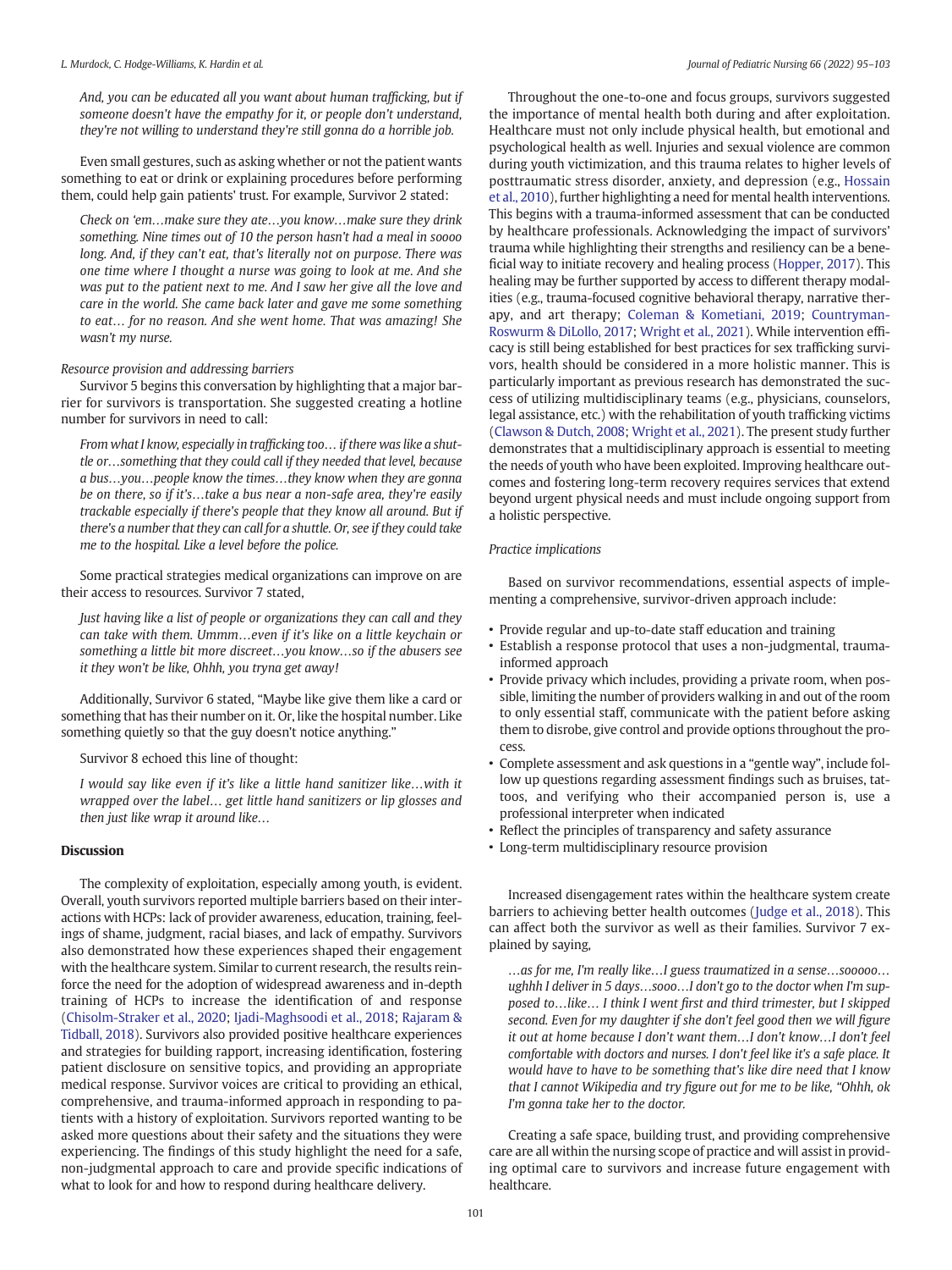*And, you can be educated all you want about human trafficking, but if someone doesn't have the empathy for it, or people don't understand, they're not willing to understand they're still gonna do a horrible job.*

Even small gestures, such as asking whether or not the patient wants something to eat or drink or explaining procedures before performing them, could help gain patients' trust. For example, Survivor 2 stated:

*Check on 'em…make sure they ate…you know…make sure they drink something. Nine times out of 10 the person hasn't had a meal in soooo long. And, if they can't eat, that's literally not on purpose. There was one time where I thought a nurse was going to look at me. And she was put to the patient next to me. And I saw her give all the love and care in the world. She came back later and gave me some something to eat… for no reason. And she went home. That was amazing! She wasn't my nurse.*

*Resource provision and addressing barriers*

Survivor 5 begins this conversation by highlighting that a major barrier for survivors is transportation. She suggested creating a hotline number for survivors in need to call:

*From what I know, especially in trafficking too… if there was like a shuttle or…something that they could call if they needed that level, because a bus…you…people know the times…they know when they are gonna be on there, so if it's…take a bus near a non-safe area, they're easily trackable especially if there's people that they know all around. But if there's a number that they can call for a shuttle. Or, see if they could take me to the hospital. Like a level before the police.*

Some practical strategies medical organizations can improve on are their access to resources. Survivor 7 stated,

*Just having like a list of people or organizations they can call and they can take with them. Ummm…even if it's like on a little keychain or something a little bit more discreet…you know…so if the abusers see it they won't be like, Ohhh, you tryna get away!*

Additionally, Survivor 6 stated, "Maybe like give them like a card or something that has their number on it. Or, like the hospital number. Like something quietly so that the guy doesn't notice anything."

Survivor 8 echoed this line of thought:

*I would say like even if it's like a little hand sanitizer like…with it wrapped over the label… get little hand sanitizers or lip glosses and then just like wrap it around like…*

## Discussion

The complexity of exploitation, especially among youth, is evident. Overall, youth survivors reported multiple barriers based on their interactions with HCPs: lack of provider awareness, education, training, feelings of shame, judgment, racial biases, and lack of empathy. Survivors also demonstrated how these experiences shaped their engagement with the healthcare system. Similar to current research, the results reinforce the need for the adoption of widespread awareness and in-depth training of HCPs to increase the identification of and response (Chisolm-Straker et al., 2020; Ijadi-Maghsoodi et al., 2018; Rajaram & Tidball, 2018). Survivors also provided positive healthcare experiences and strategies for building rapport, increasing identification, fostering patient disclosure on sensitive topics, and providing an appropriate medical response. Survivor voices are critical to providing an ethical, comprehensive, and trauma-informed approach in responding to patients with a history of exploitation. Survivors reported wanting to be asked more questions about their safety and the situations they were experiencing. The findings of this study highlight the need for a safe, non-judgmental approach to care and provide specific indications of what to look for and how to respond during healthcare delivery.

Throughout the one-to-one and focus groups, survivors suggested the importance of mental health both during and after exploitation. Healthcare must not only include physical health, but emotional and psychological health as well. Injuries and sexual violence are common during youth victimization, and this trauma relates to higher levels of posttraumatic stress disorder, anxiety, and depression (e.g., Hossain et al., 2010), further highlighting a need for mental health interventions. This begins with a trauma-informed assessment that can be conducted by healthcare professionals. Acknowledging the impact of survivors' trauma while highlighting their strengths and resiliency can be a beneficial way to initiate recovery and healing process (Hopper, 2017). This healing may be further supported by access to different therapy modalities (e.g., trauma-focused cognitive behavioral therapy, narrative therapy, and art therapy; Coleman & Kometiani, 2019; Countryman-Roswurm & DiLollo, 2017; Wright et al., 2021). While intervention efficacy is still being established for best practices for sex trafficking survivors, health should be considered in a more holistic manner. This is particularly important as previous research has demonstrated the success of utilizing multidisciplinary teams (e.g., physicians, counselors, legal assistance, etc.) with the rehabilitation of youth trafficking victims (Clawson & Dutch, 2008; Wright et al., 2021). The present study further demonstrates that a multidisciplinary approach is essential to meeting the needs of youth who have been exploited. Improving healthcare outcomes and fostering long-term recovery requires services that extend beyond urgent physical needs and must include ongoing support from a holistic perspective.

*Practice implications*

Based on survivor recommendations, essential aspects of implementing a comprehensive, survivor-driven approach include:

- Provide regular and up-to-date staff education and training
- Establish a response protocol that uses a non-judgmental, trauma-informed approach
- Provide privacy which includes, providing a private room, when possible, limiting the number of providers walking in and out of the room to only essential staff, communicate with the patient before asking them to disrobe, give control and provide options throughout the process.
- Complete assessment and ask questions in a "gentle way", include follow up questions regarding assessment findings such as bruises, tattoos, and verifying who their accompanied person is, use a professional interpreter when indicated
- Reflect the principles of transparency and safety assurance
- Long-term multidisciplinary resource provision

Increased disengagement rates within the healthcare system create barriers to achieving better health outcomes (Judge et al., 2018). This can affect both the survivor as well as their families. Survivor 7 explained by saying,

*…as for me, I'm really like…I guess traumatized in a sense…sooooo… ughhh I deliver in 5 days…sooo…I don't go to the doctor when I'm supposed to…like… I think I went first and third trimester, but I skipped second. Even for my daughter if she don't feel good then we will figure it out at home because I don't want them…I don't know…I don't feel comfortable with doctors and nurses. I don't feel like it's a safe place. It would have to have to be something that's like dire need that I know that I cannot Wikipedia and try figure out for me to be like, "Ohhh, ok I'm gonna take her to the doctor.*

Creating a safe space, building trust, and providing comprehensive care are all within the nursing scope of practice and will assist in providing optimal care to survivors and increase future engagement with healthcare.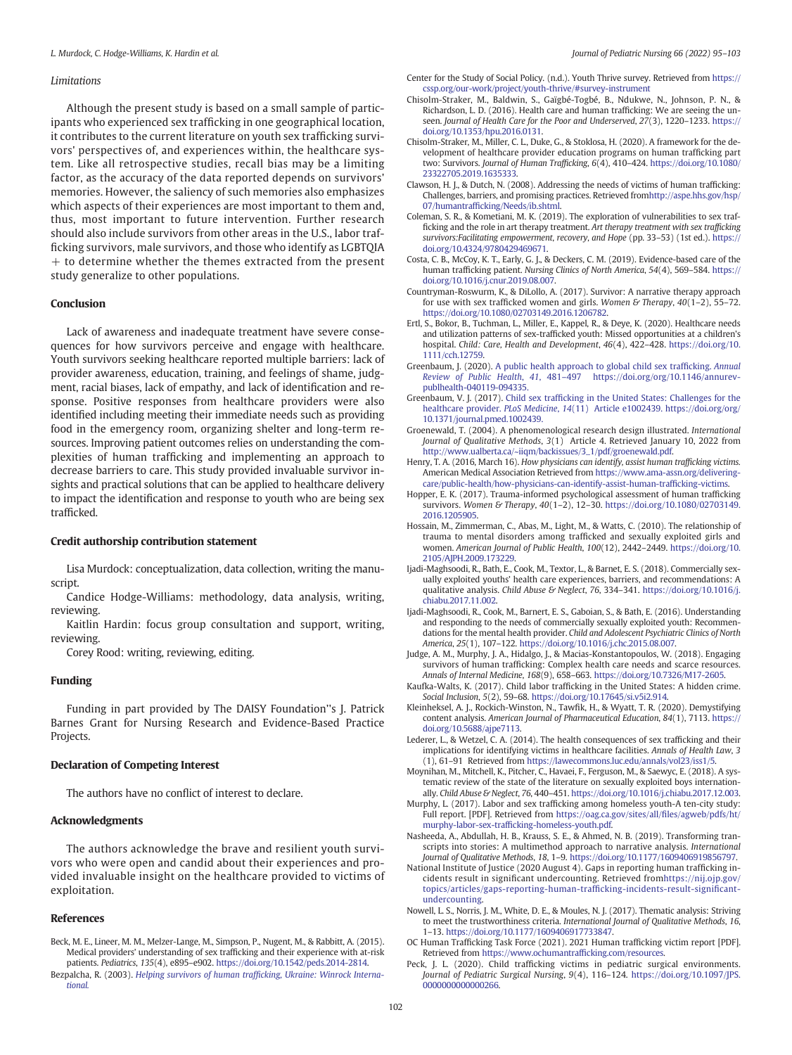### Limitations

Although the present study is based on a small sample of participants who experienced sex trafficking in one geographical location, it contributes to the current literature on youth sex trafficking survivors' perspectives of, and experiences within, the healthcare system. Like all retrospective studies, recall bias may be a limiting factor, as the accuracy of the data reported depends on survivors' memories. However, the saliency of such memories also emphasizes which aspects of their experiences are most important to them and, thus, most important to future intervention. Further research should also include survivors from other areas in the U.S., labor trafficking survivors, male survivors, and those who identify as LGBTQIA + to determine whether the themes extracted from the present study generalize to other populations.

## Conclusion

Lack of awareness and inadequate treatment have severe consequences for how survivors perceive and engage with healthcare. Youth survivors seeking healthcare reported multiple barriers: lack of provider awareness, education, training, and feelings of shame, judgment, racial biases, lack of empathy, and lack of identification and response. Positive responses from healthcare providers were also identified including meeting their immediate needs such as providing food in the emergency room, organizing shelter and long-term resources. Improving patient outcomes relies on understanding the complexities of human trafficking and implementing an approach to decrease barriers to care. This study provided invaluable survivor insights and practical solutions that can be applied to healthcare delivery to impact the identification and response to youth who are being sex trafficked.

## Credit authorship contribution statement

Lisa Murdock: conceptualization, data collection, writing the manuscript.

Candice Hodge-Williams: methodology, data analysis, writing, reviewing.

Kaitlin Hardin: focus group consultation and support, writing, reviewing.

Corey Rood: writing, reviewing, editing.

## Funding

Funding in part provided by The DAISY Foundation''s J. Patrick Barnes Grant for Nursing Research and Evidence-Based Practice Projects.

## Declaration of Competing Interest

The authors have no conflict of interest to declare.

## Acknowledgments

The authors acknowledge the brave and resilient youth survivors who were open and candid about their experiences and provided invaluable insight on the healthcare provided to victims of exploitation.

## References

Beck, M. E., Lineer, M. M., Melzer-Lange, M., Simpson, P., Nugent, M., & Rabbitt, A. (2015). Medical providers' understanding of sex trafficking and their experience with at-risk patients. *Pediatrics*, *135*(4), e895–e902. https://doi.org/10.1542/peds.2014-2814.

Bezpalcha, R. (2003). *Helping survivors of human trafficking, Ukraine: Winrock International.*

Center for the Study of Social Policy. (n.d.). Youth Thrive survey. Retrieved from https://cssp.org/our-work/project/youth-thrive/#survey-instrument

Chisolm-Straker, M., Baldwin, S., Gaïgbé-Togbé, B., Ndukwe, N., Johnson, P. N., & Richardson, L. D. (2016). Health care and human trafficking: We are seeing the unseen. *Journal of Health Care for the Poor and Underserved*, *27*(3), 1220–1233. https://doi.org/10.1353/hpu.2016.0131.

Chisolm-Straker, M., Miller, C. L., Duke, G., & Stoklosa, H. (2020). A framework for the development of healthcare provider education programs on human trafficking part two: Survivors. *Journal of Human Trafficking*, *6*(4), 410–424. https://doi.org/10.1080/23322705.2019.1635333.

Clawson, H. J., & Dutch, N. (2008). Addressing the needs of victims of human trafficking: Challenges, barriers, and promising practices. Retrieved fromhttp://aspe.hhs.gov/hsp/07/humantrafficking/Needs/ib.shtml.

Coleman, S. R., & Kometiani, M. K. (2019). The exploration of vulnerabilities to sex trafficking and the role in art therapy treatment. *Art therapy treatment with sex trafficking survivors:Facilitating empowerment, recovery, and Hope* (pp. 33–53) (1st ed.). https://doi.org/10.4324/9780429469671.

Costa, C. B., McCoy, K. T., Early, G. J., & Deckers, C. M. (2019). Evidence-based care of the human trafficking patient. *Nursing Clinics of North America*, *54*(4), 569–584. https://doi.org/10.1016/j.cnur.2019.08.007.

Countryman-Roswurm, K., & DiLollo, A. (2017). Survivor: A narrative therapy approach for use with sex trafficked women and girls. *Women & Therapy*, *40*(1–2), 55–72. https://doi.org/10.1080/02703149.2016.1206782.

Ertl, S., Bokor, B., Tuchman, L., Miller, E., Kappel, R., & Deye, K. (2020). Healthcare needs and utilization patterns of sex-trafficked youth: Missed opportunities at a children's hospital. *Child: Care, Health and Development*, *46*(4), 422–428. https://doi.org/10.1111/cch.12759.

Greenbaum, J. (2020). A public health approach to global child sex trafficking. *Annual Review of Public Health*, *41*, 481–497 https://doi.org/org/10.1146/annurev-publhealth-040119-094335.

Greenbaum, V. J. (2017). Child sex trafficking in the United States: Challenges for the healthcare provider. *PLoS Medicine*, *14*(11) Article e1002439. https://doi.org/org/10.1371/journal.pmed.1002439.

Groenewald, T. (2004). A phenomenological research design illustrated. *International Journal of Qualitative Methods*, *3*(1) Article 4. Retrieved January 10, 2022 from http://www.ualberta.ca/~iiqm/backissues/3_1/pdf/groenewald.pdf.

Henry, T. A. (2016, March 16). *How physicians can identify, assist human trafficking victims.* American Medical Association Retrieved from https://www.ama-assn.org/delivering-care/public-health/how-physicians-can-identify-assist-human-trafficking-victims.

Hopper, E. K. (2017). Trauma-informed psychological assessment of human trafficking survivors. *Women & Therapy*, *40*(1–2), 12–30. https://doi.org/10.1080/02703149.2016.1205905.

Hossain, M., Zimmerman, C., Abas, M., Light, M., & Watts, C. (2010). The relationship of trauma to mental disorders among trafficked and sexually exploited girls and women. *American Journal of Public Health*, *100*(12), 2442–2449. https://doi.org/10.2105/AJPH.2009.173229.

Ijadi-Maghsoodi, R., Bath, E., Cook, M., Textor, L., & Barnet, E. S. (2018). Commercially sexually exploited youths' health care experiences, barriers, and recommendations: A qualitative analysis. *Child Abuse & Neglect*, *76*, 334–341. https://doi.org/10.1016/j.chiabu.2017.11.002.

Ijadi-Maghsoodi, R., Cook, M., Barnert, E. S., Gaboian, S., & Bath, E. (2016). Understanding and responding to the needs of commercially sexually exploited youth: Recommendations for the mental health provider. *Child and Adolescent Psychiatric Clinics of North America*, *25*(1), 107–122. https://doi.org/10.1016/j.chc.2015.08.007.

Judge, A. M., Murphy, J. A., Hidalgo, J., & Macias-Konstantopoulos, W. (2018). Engaging survivors of human trafficking: Complex health care needs and scarce resources. *Annals of Internal Medicine*, *168*(9), 658–663. https://doi.org/10.7326/M17-2605.

Kaufka-Walts, K. (2017). Child labor trafficking in the United States: A hidden crime. *Social Inclusion*, *5*(2), 59–68. https://doi.org/10.17645/si.v5i2.914.

Kleinheksel, A. J., Rockich-Winston, N., Tawfik, H., & Wyatt, T. R. (2020). Demystifying content analysis. *American Journal of Pharmaceutical Education*, *84*(1), 7113. https://doi.org/10.5688/ajpe7113.

Lederer, L., & Wetzel, C. A. (2014). The health consequences of sex trafficking and their implications for identifying victims in healthcare facilities. *Annals of Health Law*, *3*(1), 61–91 Retrieved from https://lawecommons.luc.edu/annals/vol23/iss1/5.

Moynihan, M., Mitchell, K., Pitcher, C., Havaei, F., Ferguson, M., & Saewyc, E. (2018). A systematic review of the state of the literature on sexually exploited boys internationally. *Child Abuse & Neglect*, *76*, 440–451. https://doi.org/10.1016/j.chiabu.2017.12.003.

Murphy, L. (2017). Labor and sex trafficking among homeless youth-A ten-city study: Full report. [PDF]. Retrieved from https://oag.ca.gov/sites/all/files/agweb/pdfs/ht/murphy-labor-sex-trafficking-homeless-youth.pdf.

Nasheeda, A., Abdullah, H. B., Krauss, S. E., & Ahmed, N. B. (2019). Transforming transcripts into stories: A multimethod approach to narrative analysis. *International Journal of Qualitative Methods*, *18*, 1–9. https://doi.org/10.1177/1609406919856797.

National Institute of Justice (2020 August 4). Gaps in reporting human trafficking incidents result in significant undercounting. Retrieved fromhttps://nij.ojp.gov/topics/articles/gaps-reporting-human-trafficking-incidents-result-significant-undercounting.

Nowell, L. S., Norris, J. M., White, D. E., & Moules, N. J. (2017). Thematic analysis: Striving to meet the trustworthiness criteria. *International Journal of Qualitative Methods*, *16*, 1–13. https://doi.org/10.1177/1609406917733847.

OC Human Trafficking Task Force (2021). 2021 Human trafficking victim report [PDF]. Retrieved from https://www.ochumantrafficking.com/resources.

Peck, J. L. (2020). Child trafficking victims in pediatric surgical environments. *Journal of Pediatric Surgical Nursing*, *9*(4), 116–124. https://doi.org/10.1097/JPS.0000000000000266.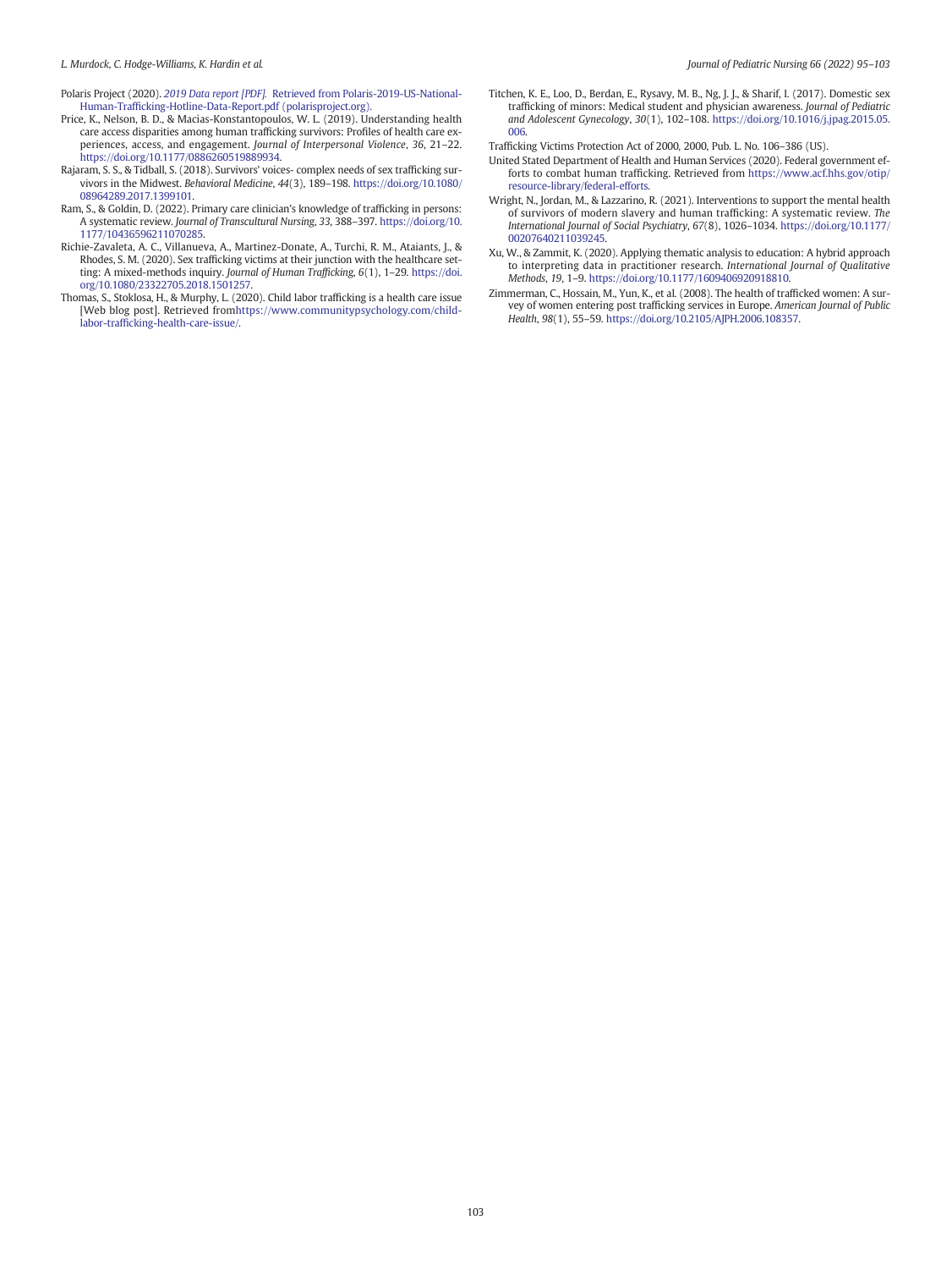Polaris Project (2020). *2019 Data report [PDF].* Retrieved from Polaris-2019-US-National-Human-Trafficking-Hotline-Data-Report.pdf (polarisproject.org).

Price, K., Nelson, B. D., & Macias-Konstantopoulos, W. L. (2019). Understanding health care access disparities among human trafficking survivors: Profiles of health care experiences, access, and engagement. *Journal of Interpersonal Violence*, *36*, 21–22. https://doi.org/10.1177/0886260519889934.

Rajaram, S. S., & Tidball, S. (2018). Survivors' voices- complex needs of sex trafficking survivors in the Midwest. *Behavioral Medicine*, *44*(3), 189–198. https://doi.org/10.1080/08964289.2017.1399101.

Ram, S., & Goldin, D. (2022). Primary care clinician's knowledge of trafficking in persons: A systematic review. *Journal of Transcultural Nursing*, *33*, 388–397. https://doi.org/10.1177/10436596211070285.

Richie-Zavaleta, A. C., Villanueva, A., Martinez-Donate, A., Turchi, R. M., Ataiants, J., & Rhodes, S. M. (2020). Sex trafficking victims at their junction with the healthcare setting: A mixed-methods inquiry. *Journal of Human Trafficking*, *6*(1), 1–29. https://doi.org/10.1080/23322705.2018.1501257.

Thomas, S., Stoklosa, H., & Murphy, L. (2020). Child labor trafficking is a health care issue [Web blog post]. Retrieved fromhttps://www.communitypsychology.com/child-labor-trafficking-health-care-issue/.

Titchen, K. E., Loo, D., Berdan, E., Rysavy, M. B., Ng, J. J., & Sharif, I. (2017). Domestic sex trafficking of minors: Medical student and physician awareness. *Journal of Pediatric and Adolescent Gynecology*, *30*(1), 102–108. https://doi.org/10.1016/j.jpag.2015.05.006.

Trafficking Victims Protection Act of 2000, 2000, Pub. L. No. 106–386 (US).

United Stated Department of Health and Human Services (2020). Federal government efforts to combat human trafficking. Retrieved from https://www.acf.hhs.gov/otip/resource-library/federal-efforts.

Wright, N., Jordan, M., & Lazzarino, R. (2021). Interventions to support the mental health of survivors of modern slavery and human trafficking: A systematic review. *The International Journal of Social Psychiatry*, *67*(8), 1026–1034. https://doi.org/10.1177/00207640211039245.

Xu, W., & Zammit, K. (2020). Applying thematic analysis to education: A hybrid approach to interpreting data in practitioner research. *International Journal of Qualitative Methods*, *19*, 1–9. https://doi.org/10.1177/1609406920918810.

Zimmerman, C., Hossain, M., Yun, K., et al. (2008). The health of trafficked women: A survey of women entering post trafficking services in Europe. *American Journal of Public Health*, *98*(1), 55–59. https://doi.org/10.2105/AJPH.2006.108357.